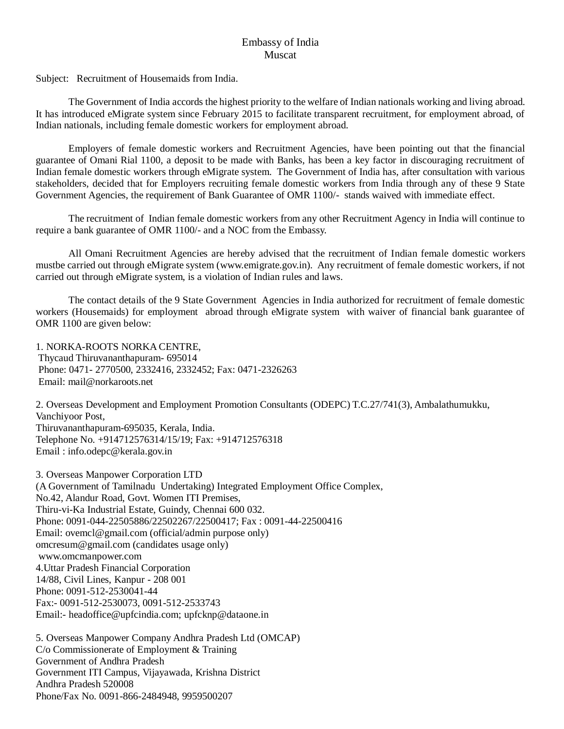Embassy of India
Muscat

Subject: Recruitment of Housemaids from India.

The Government of India accords the highest priority to the welfare of Indian nationals working and living abroad. It has introduced eMigrate system since February 2015 to facilitate transparent recruitment, for employment abroad, of Indian nationals, including female domestic workers for employment abroad.

Employers of female domestic workers and Recruitment Agencies, have been pointing out that the financial guarantee of Omani Rial 1100, a deposit to be made with Banks, has been a key factor in discouraging recruitment of Indian female domestic workers through eMigrate system. The Government of India has, after consultation with various stakeholders, decided that for Employers recruiting female domestic workers from India through any of these 9 State Government Agencies, the requirement of Bank Guarantee of OMR 1100/- stands waived with immediate effect.

The recruitment of Indian female domestic workers from any other Recruitment Agency in India will continue to require a bank guarantee of OMR 1100/- and a NOC from the Embassy.

All Omani Recruitment Agencies are hereby advised that the recruitment of Indian female domestic workers mustbe carried out through eMigrate system (www.emigrate.gov.in). Any recruitment of female domestic workers, if not carried out through eMigrate system, is a violation of Indian rules and laws.

The contact details of the 9 State Government Agencies in India authorized for recruitment of female domestic workers (Housemaids) for employment abroad through eMigrate system with waiver of financial bank guarantee of OMR 1100 are given below:

1. NORKA-ROOTS NORKA CENTRE,
Thycaud Thiruvananthapuram- 695014
Phone: 0471- 2770500, 2332416, 2332452; Fax: 0471-2326263
Email: mail@norkaroots.net

2. Overseas Development and Employment Promotion Consultants (ODEPC) T.C.27/741(3), Ambalathumukku, Vanchiyoor Post,
Thiruvananthapuram-695035, Kerala, India.
Telephone No. +914712576314/15/19; Fax: +914712576318
Email : info.odepc@kerala.gov.in

3. Overseas Manpower Corporation LTD
(A Government of Tamilnadu Undertaking) Integrated Employment Office Complex,
No.42, Alandur Road, Govt. Women ITI Premises,
Thiru-vi-Ka Industrial Estate, Guindy, Chennai 600 032.
Phone: 0091-044-22505886/22502267/22500417; Fax : 0091-44-22500416
Email: ovemcl@gmail.com (official/admin purpose only)
omcresum@gmail.com (candidates usage only)
www.omcmanpower.com

4.Uttar Pradesh Financial Corporation
14/88, Civil Lines, Kanpur - 208 001
Phone: 0091-512-2530041-44
Fax:- 0091-512-2530073, 0091-512-2533743
Email:- headoffice@upfcindia.com; upfcknp@dataone.in

5. Overseas Manpower Company Andhra Pradesh Ltd (OMCAP)
C/o Commissionerate of Employment & Training
Government of Andhra Pradesh
Government ITI Campus, Vijayawada, Krishna District
Andhra Pradesh 520008
Phone/Fax No. 0091-866-2484948, 9959500207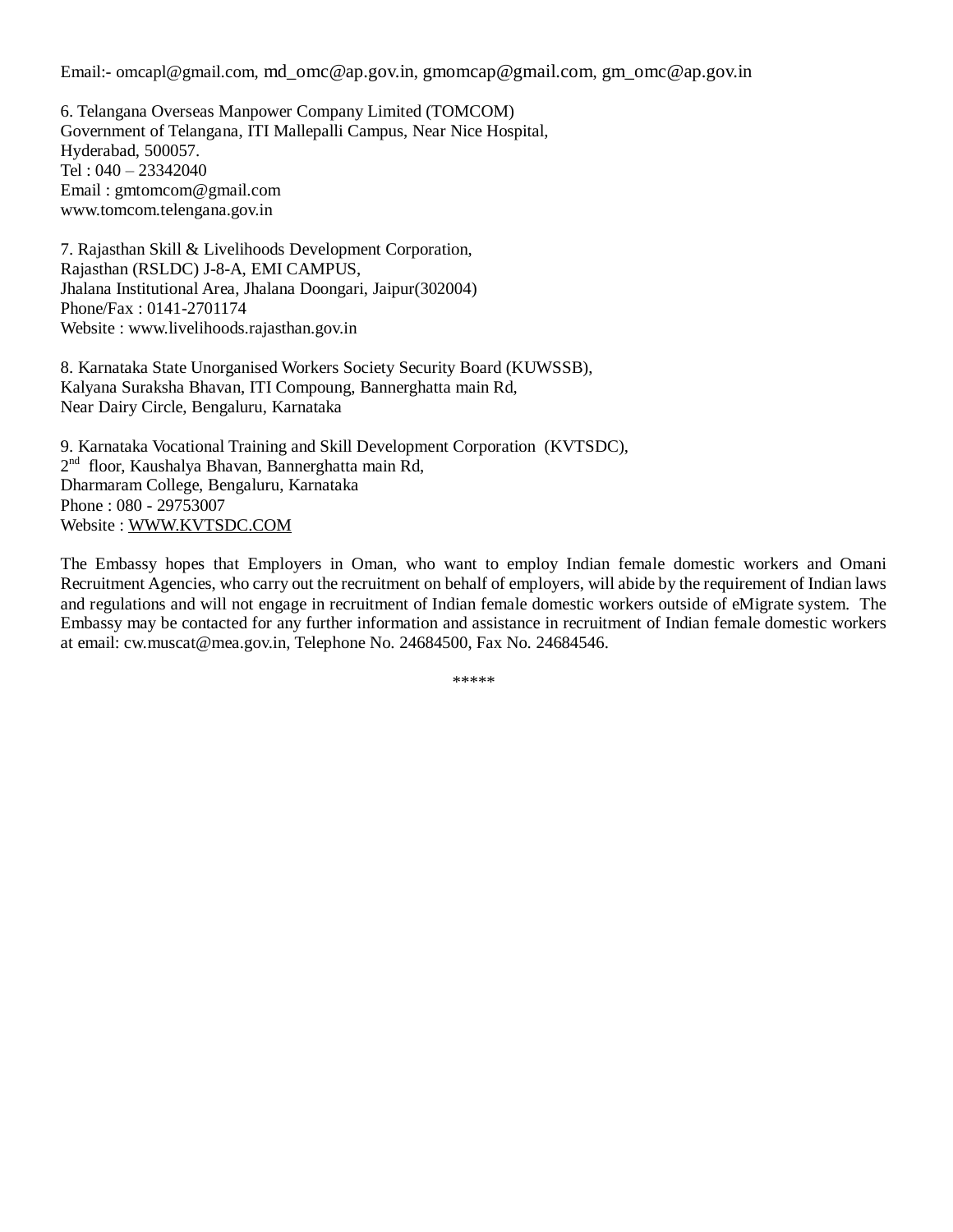Email:- omcapl@gmail.com, md_omc@ap.gov.in, gmomcap@gmail.com, gm_omc@ap.gov.in

6. Telangana Overseas Manpower Company Limited (TOMCOM)
Government of Telangana, ITI Mallepalli Campus, Near Nice Hospital,
Hyderabad, 500057.
Tel : 040 – 23342040
Email : gmtomcom@gmail.com
www.tomcom.telengana.gov.in

7. Rajasthan Skill & Livelihoods Development Corporation,
Rajasthan (RSLDC) J-8-A, EMI CAMPUS,
Jhalana Institutional Area, Jhalana Doongari, Jaipur(302004)
Phone/Fax : 0141-2701174
Website : www.livelihoods.rajasthan.gov.in

8. Karnataka State Unorganised Workers Society Security Board (KUWSSB),
Kalyana Suraksha Bhavan, ITI Compoung, Bannerghatta main Rd,
Near Dairy Circle, Bengaluru, Karnataka

9. Karnataka Vocational Training and Skill Development Corporation (KVTSDC),
2nd floor, Kaushalya Bhavan, Bannerghatta main Rd,
Dharmaram College, Bengaluru, Karnataka
Phone : 080 - 29753007
Website : WWW.KVTSDC.COM

The Embassy hopes that Employers in Oman, who want to employ Indian female domestic workers and Omani Recruitment Agencies, who carry out the recruitment on behalf of employers, will abide by the requirement of Indian laws and regulations and will not engage in recruitment of Indian female domestic workers outside of eMigrate system. The Embassy may be contacted for any further information and assistance in recruitment of Indian female domestic workers at email: cw.muscat@mea.gov.in, Telephone No. 24684500, Fax No. 24684546.

*****